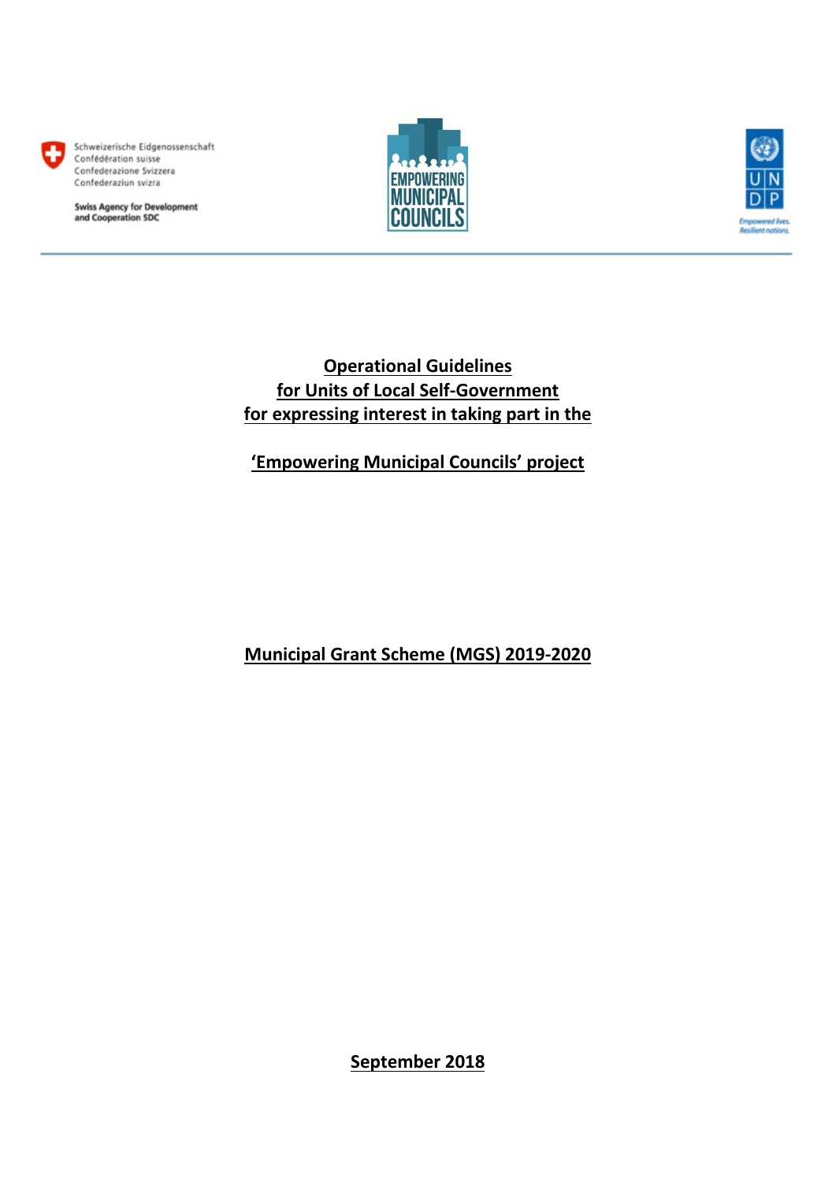Schweizerische Eidgenossenschaft
Confédération suisse
Confederazione Svizzera
Confederaziun svizra

Swiss Agency for Development and Cooperation SDC

EMPOWERING MUNICIPAL COUNCILS

UNDP
Empowered lives. Resilient nations.

# Operational Guidelines for Units of Local Self-Government for expressing interest in taking part in the

# 'Empowering Municipal Councils' project

## Municipal Grant Scheme (MGS) 2019-2020

**September 2018**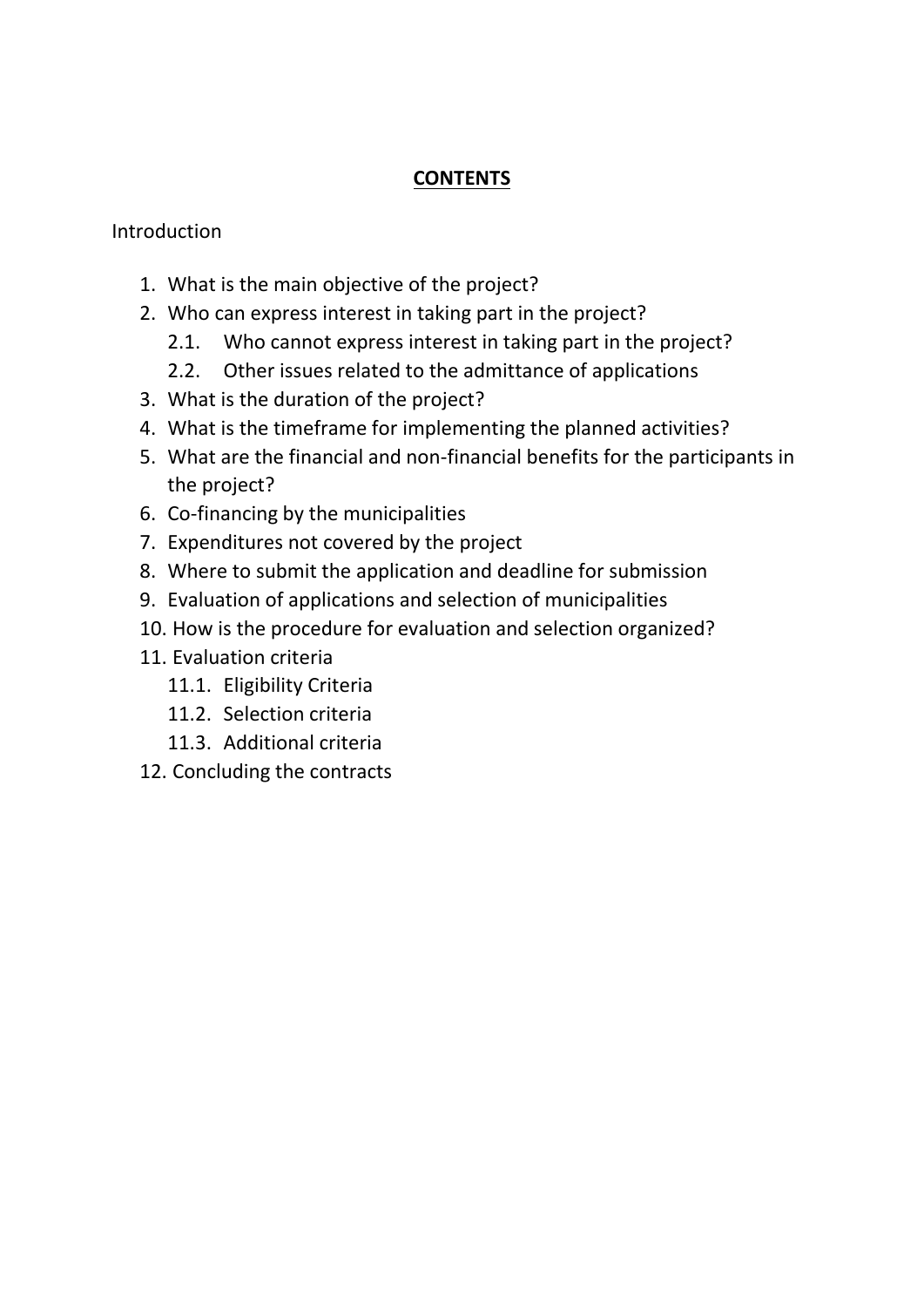# **CONTENTS**

Introduction

1. What is the main objective of the project?
2. Who can express interest in taking part in the project?
    - 2.1. Who cannot express interest in taking part in the project?
    - 2.2. Other issues related to the admittance of applications
3. What is the duration of the project?
4. What is the timeframe for implementing the planned activities?
5. What are the financial and non-financial benefits for the participants in the project?
6. Co-financing by the municipalities
7. Expenditures not covered by the project
8. Where to submit the application and deadline for submission
9. Evaluation of applications and selection of municipalities
10. How is the procedure for evaluation and selection organized?
11. Evaluation criteria
    - 11.1. Eligibility Criteria
    - 11.2. Selection criteria
    - 11.3. Additional criteria
12. Concluding the contracts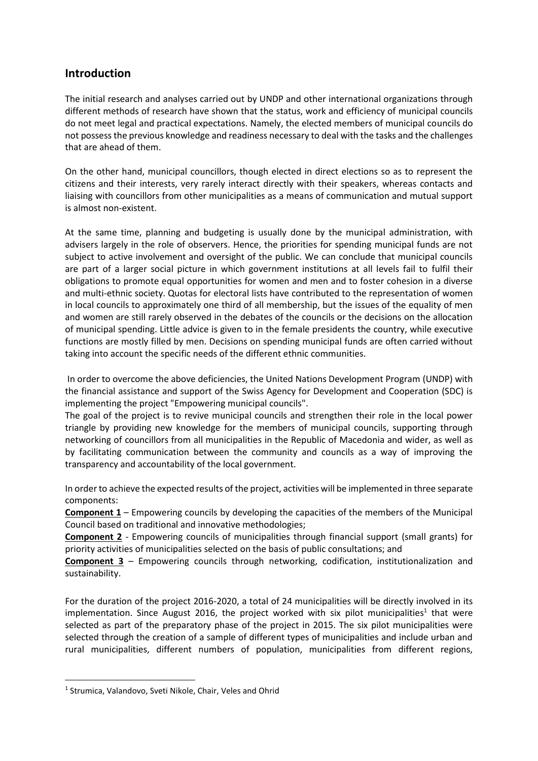## Introduction

The initial research and analyses carried out by UNDP and other international organizations through different methods of research have shown that the status, work and efficiency of municipal councils do not meet legal and practical expectations. Namely, the elected members of municipal councils do not possess the previous knowledge and readiness necessary to deal with the tasks and the challenges that are ahead of them.

On the other hand, municipal councillors, though elected in direct elections so as to represent the citizens and their interests, very rarely interact directly with their speakers, whereas contacts and liaising with councillors from other municipalities as a means of communication and mutual support is almost non-existent.

At the same time, planning and budgeting is usually done by the municipal administration, with advisers largely in the role of observers. Hence, the priorities for spending municipal funds are not subject to active involvement and oversight of the public. We can conclude that municipal councils are part of a larger social picture in which government institutions at all levels fail to fulfil their obligations to promote equal opportunities for women and men and to foster cohesion in a diverse and multi-ethnic society. Quotas for electoral lists have contributed to the representation of women in local councils to approximately one third of all membership, but the issues of the equality of men and women are still rarely observed in the debates of the councils or the decisions on the allocation of municipal spending. Little advice is given to in the female presidents the country, while executive functions are mostly filled by men. Decisions on spending municipal funds are often carried without taking into account the specific needs of the different ethnic communities.

In order to overcome the above deficiencies, the United Nations Development Program (UNDP) with the financial assistance and support of the Swiss Agency for Development and Cooperation (SDC) is implementing the project "Empowering municipal councils".

The goal of the project is to revive municipal councils and strengthen their role in the local power triangle by providing new knowledge for the members of municipal councils, supporting through networking of councillors from all municipalities in the Republic of Macedonia and wider, as well as by facilitating communication between the community and councils as a way of improving the transparency and accountability of the local government.

In order to achieve the expected results of the project, activities will be implemented in three separate components:

**Component 1** – Empowering councils by developing the capacities of the members of the Municipal Council based on traditional and innovative methodologies;

**Component 2** - Empowering councils of municipalities through financial support (small grants) for priority activities of municipalities selected on the basis of public consultations; and

**Component 3** – Empowering councils through networking, codification, institutionalization and sustainability.

For the duration of the project 2016-2020, a total of 24 municipalities will be directly involved in its implementation. Since August 2016, the project worked with six pilot municipalities[1] that were selected as part of the preparatory phase of the project in 2015. The six pilot municipalities were selected through the creation of a sample of different types of municipalities and include urban and rural municipalities, different numbers of population, municipalities from different regions,

[1] Strumica, Valandovo, Sveti Nikole, Chair, Veles and Ohrid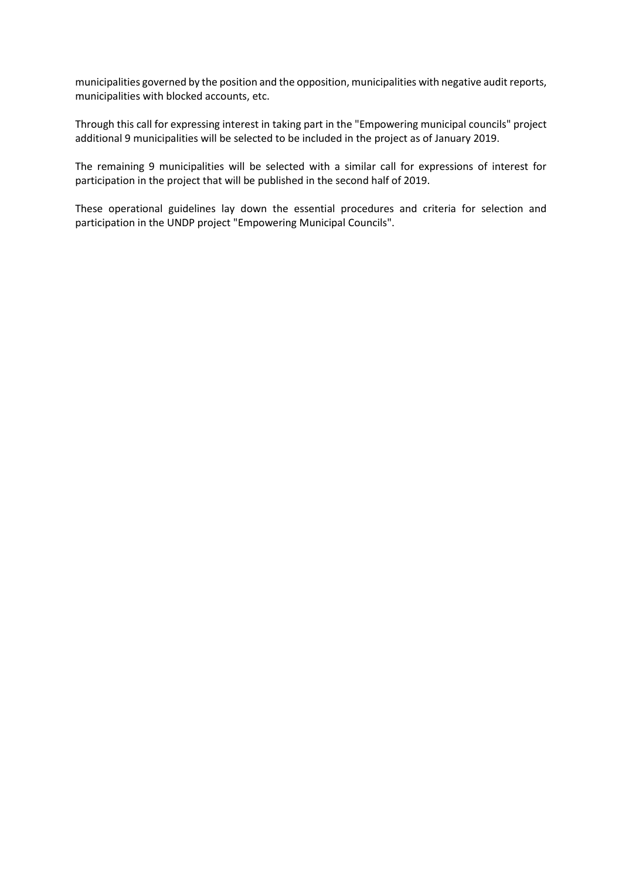municipalities governed by the position and the opposition, municipalities with negative audit reports, municipalities with blocked accounts, etc.

Through this call for expressing interest in taking part in the "Empowering municipal councils" project additional 9 municipalities will be selected to be included in the project as of January 2019.

The remaining 9 municipalities will be selected with a similar call for expressions of interest for participation in the project that will be published in the second half of 2019.

These operational guidelines lay down the essential procedures and criteria for selection and participation in the UNDP project "Empowering Municipal Councils".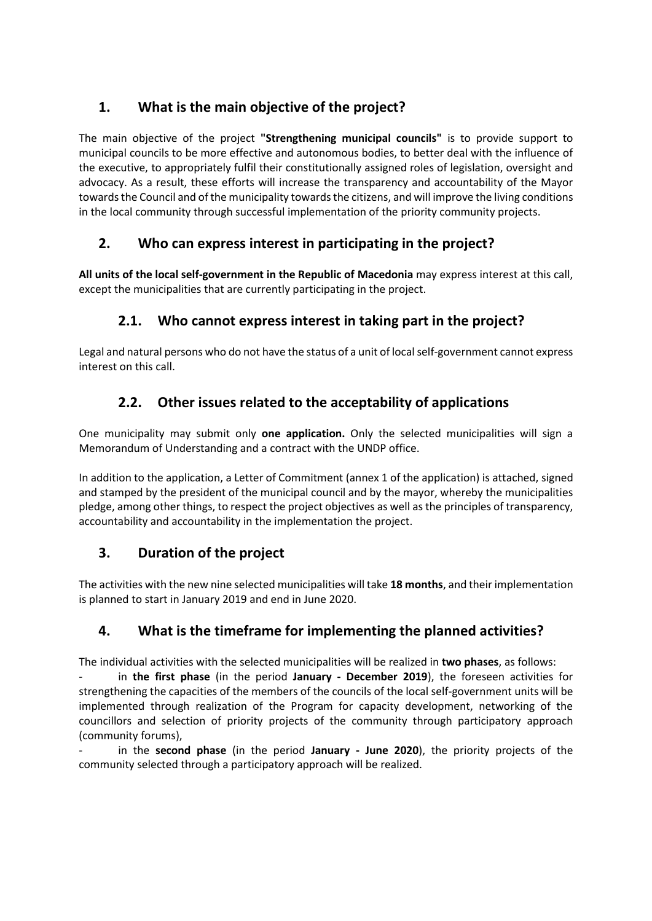## 1. What is the main objective of the project?

The main objective of the project **"Strengthening municipal councils"** is to provide support to municipal councils to be more effective and autonomous bodies, to better deal with the influence of the executive, to appropriately fulfil their constitutionally assigned roles of legislation, oversight and advocacy. As a result, these efforts will increase the transparency and accountability of the Mayor towards the Council and of the municipality towards the citizens, and will improve the living conditions in the local community through successful implementation of the priority community projects.

## 2. Who can express interest in participating in the project?

**All units of the local self-government in the Republic of Macedonia** may express interest at this call, except the municipalities that are currently participating in the project.

### 2.1. Who cannot express interest in taking part in the project?

Legal and natural persons who do not have the status of a unit of local self-government cannot express interest on this call.

### 2.2. Other issues related to the acceptability of applications

One municipality may submit only **one application.** Only the selected municipalities will sign a Memorandum of Understanding and a contract with the UNDP office.

In addition to the application, a Letter of Commitment (annex 1 of the application) is attached, signed and stamped by the president of the municipal council and by the mayor, whereby the municipalities pledge, among other things, to respect the project objectives as well as the principles of transparency, accountability and accountability in the implementation the project.

## 3. Duration of the project

The activities with the new nine selected municipalities will take **18 months**, and their implementation is planned to start in January 2019 and end in June 2020.

## 4. What is the timeframe for implementing the planned activities?

The individual activities with the selected municipalities will be realized in **two phases**, as follows:

- in **the first phase** (in the period **January - December 2019**), the foreseen activities for strengthening the capacities of the members of the councils of the local self-government units will be implemented through realization of the Program for capacity development, networking of the councillors and selection of priority projects of the community through participatory approach (community forums),
- in the **second phase** (in the period **January - June 2020**), the priority projects of the community selected through a participatory approach will be realized.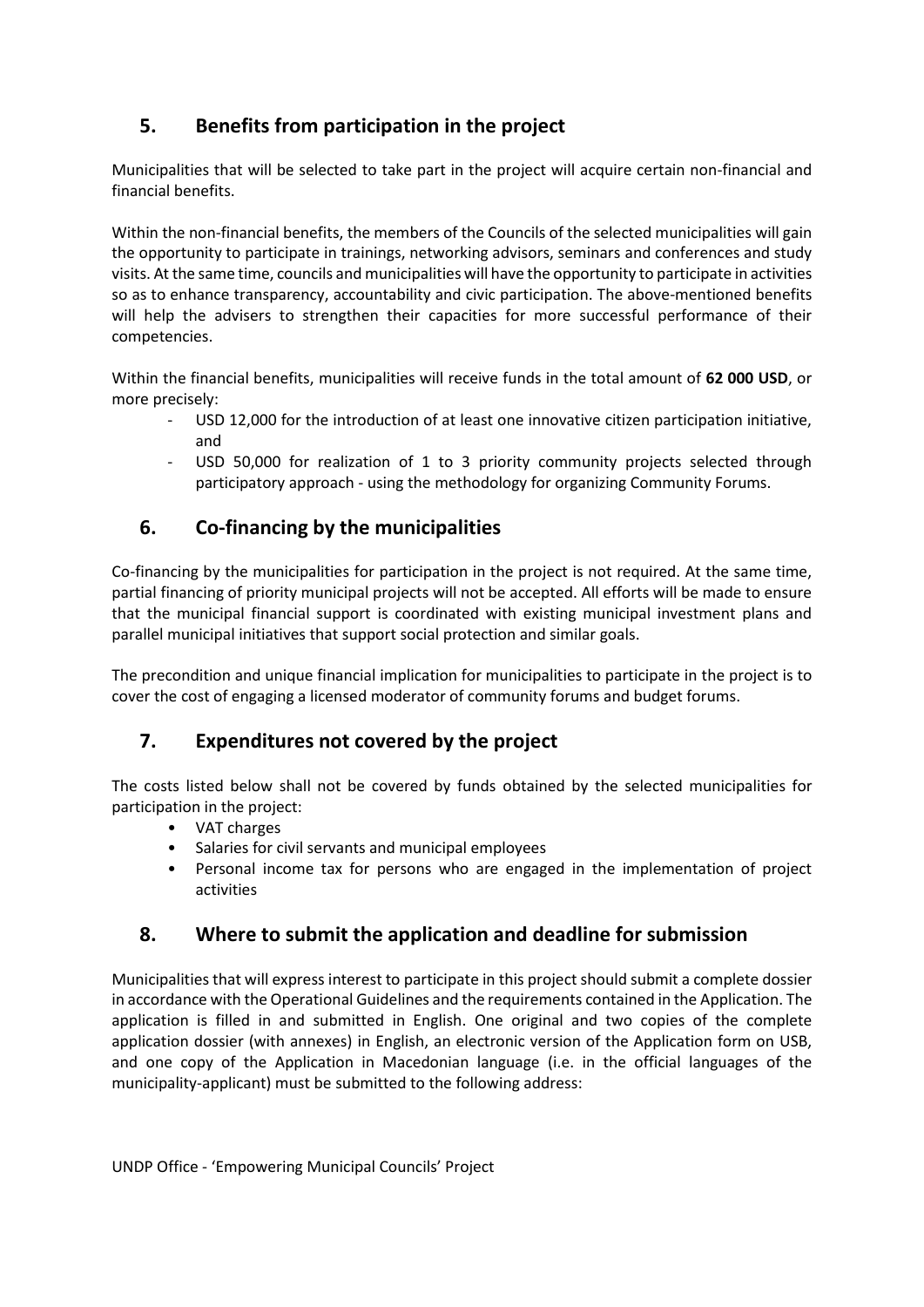## 5. Benefits from participation in the project

Municipalities that will be selected to take part in the project will acquire certain non-financial and financial benefits.

Within the non-financial benefits, the members of the Councils of the selected municipalities will gain the opportunity to participate in trainings, networking advisors, seminars and conferences and study visits. At the same time, councils and municipalities will have the opportunity to participate in activities so as to enhance transparency, accountability and civic participation. The above-mentioned benefits will help the advisers to strengthen their capacities for more successful performance of their competencies.

Within the financial benefits, municipalities will receive funds in the total amount of **62 000 USD**, or more precisely:

- USD 12,000 for the introduction of at least one innovative citizen participation initiative, and
- USD 50,000 for realization of 1 to 3 priority community projects selected through participatory approach - using the methodology for organizing Community Forums.

## 6. Co-financing by the municipalities

Co-financing by the municipalities for participation in the project is not required. At the same time, partial financing of priority municipal projects will not be accepted. All efforts will be made to ensure that the municipal financial support is coordinated with existing municipal investment plans and parallel municipal initiatives that support social protection and similar goals.

The precondition and unique financial implication for municipalities to participate in the project is to cover the cost of engaging a licensed moderator of community forums and budget forums.

## 7. Expenditures not covered by the project

The costs listed below shall not be covered by funds obtained by the selected municipalities for participation in the project:

- VAT charges
- Salaries for civil servants and municipal employees
- Personal income tax for persons who are engaged in the implementation of project activities

## 8. Where to submit the application and deadline for submission

Municipalities that will express interest to participate in this project should submit a complete dossier in accordance with the Operational Guidelines and the requirements contained in the Application. The application is filled in and submitted in English. One original and two copies of the complete application dossier (with annexes) in English, an electronic version of the Application form on USB, and one copy of the Application in Macedonian language (i.e. in the official languages of the municipality-applicant) must be submitted to the following address:

UNDP Office - 'Empowering Municipal Councils' Project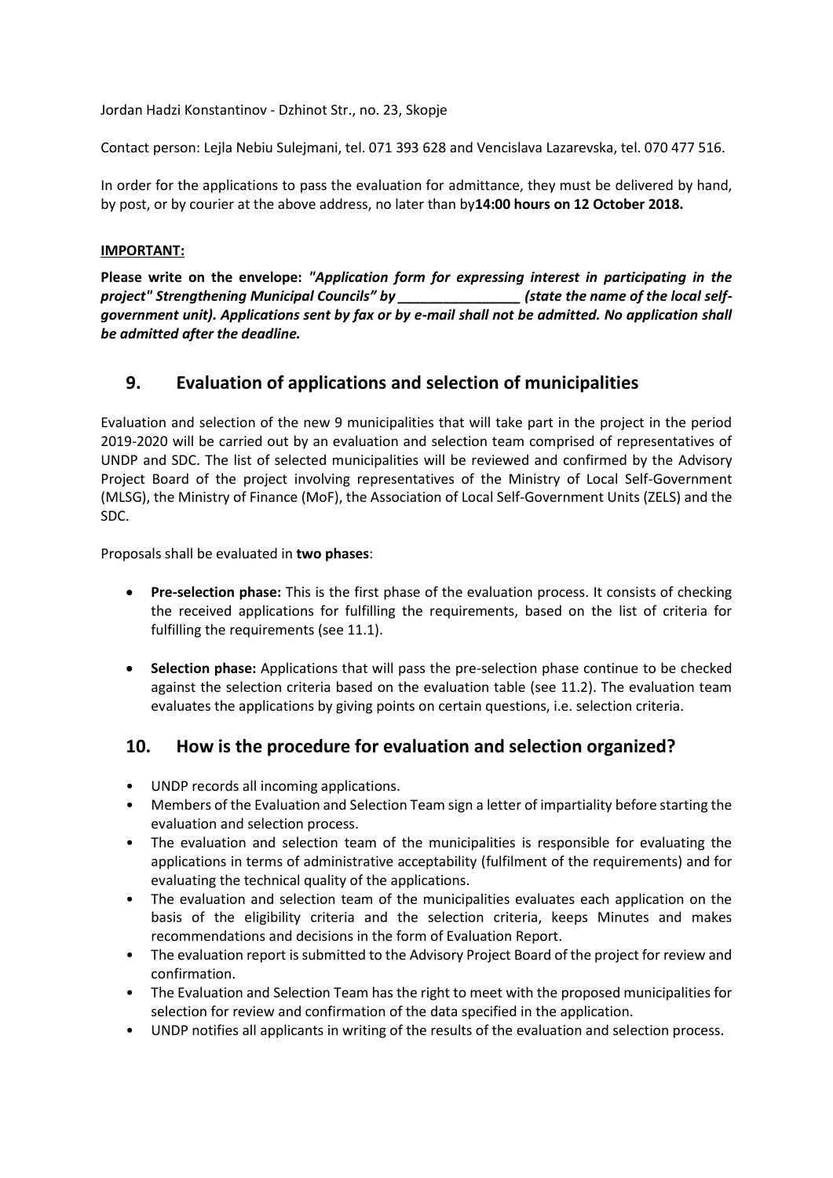Jordan Hadzi Konstantinov - Dzhinot Str., no. 23, Skopje

Contact person: Lejla Nebiu Sulejmani, tel. 071 393 628 and Vencislava Lazarevska, tel. 070 477 516.

In order for the applications to pass the evaluation for admittance, they must be delivered by hand, by post, or by courier at the above address, no later than by**14:00 hours on 12 October 2018.**

**IMPORTANT:**

***Please write on the envelope: "Application form for expressing interest in participating in the project" Strengthening Municipal Councils" by ________________ (state the name of the local self-government unit). Applications sent by fax or by e-mail shall not be admitted. No application shall be admitted after the deadline.***

## 9. Evaluation of applications and selection of municipalities

Evaluation and selection of the new 9 municipalities that will take part in the project in the period 2019-2020 will be carried out by an evaluation and selection team comprised of representatives of UNDP and SDC. The list of selected municipalities will be reviewed and confirmed by the Advisory Project Board of the project involving representatives of the Ministry of Local Self-Government (MLSG), the Ministry of Finance (MoF), the Association of Local Self-Government Units (ZELS) and the SDC.

Proposals shall be evaluated in **two phases**:

- **Pre-selection phase:** This is the first phase of the evaluation process. It consists of checking the received applications for fulfilling the requirements, based on the list of criteria for fulfilling the requirements (see 11.1).

- **Selection phase:** Applications that will pass the pre-selection phase continue to be checked against the selection criteria based on the evaluation table (see 11.2). The evaluation team evaluates the applications by giving points on certain questions, i.e. selection criteria.

## 10. How is the procedure for evaluation and selection organized?

- UNDP records all incoming applications.
- Members of the Evaluation and Selection Team sign a letter of impartiality before starting the evaluation and selection process.
- The evaluation and selection team of the municipalities is responsible for evaluating the applications in terms of administrative acceptability (fulfilment of the requirements) and for evaluating the technical quality of the applications.
- The evaluation and selection team of the municipalities evaluates each application on the basis of the eligibility criteria and the selection criteria, keeps Minutes and makes recommendations and decisions in the form of Evaluation Report.
- The evaluation report is submitted to the Advisory Project Board of the project for review and confirmation.
- The Evaluation and Selection Team has the right to meet with the proposed municipalities for selection for review and confirmation of the data specified in the application.
- UNDP notifies all applicants in writing of the results of the evaluation and selection process.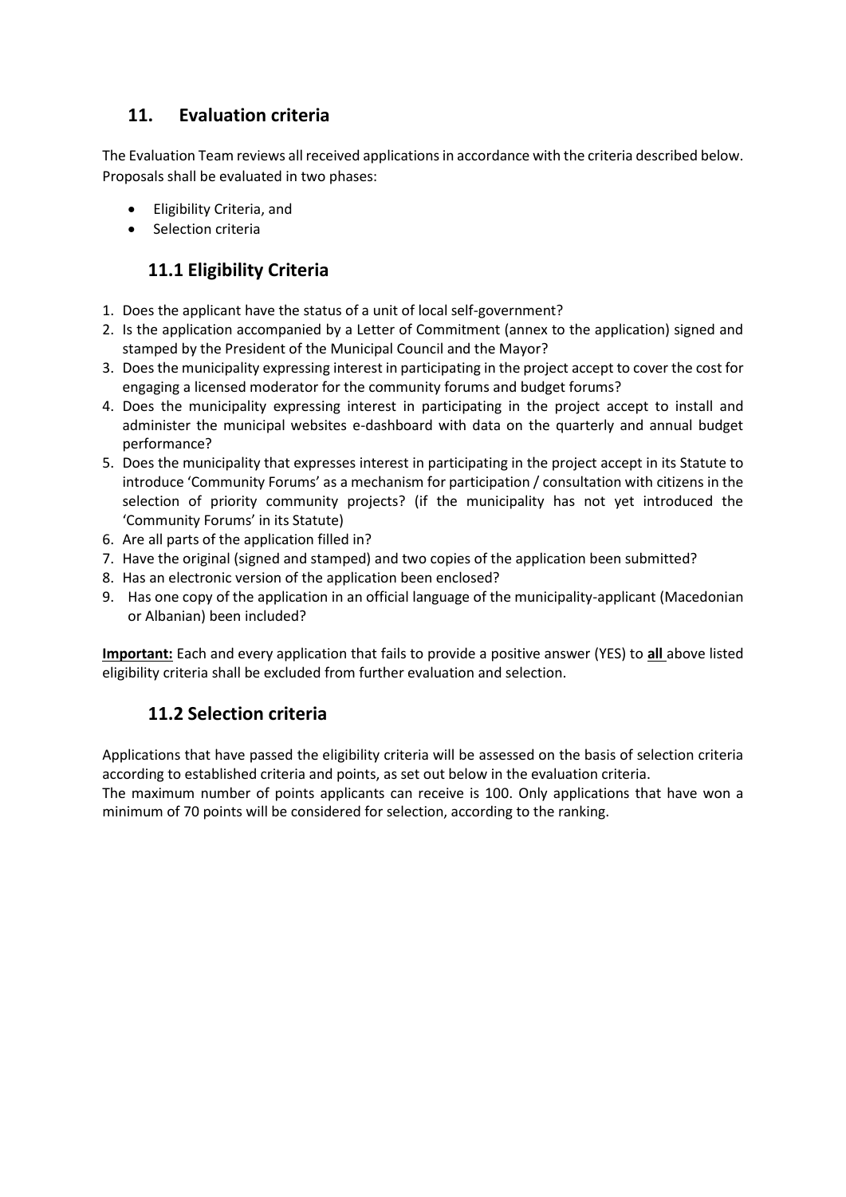## 11. Evaluation criteria

The Evaluation Team reviews all received applications in accordance with the criteria described below. Proposals shall be evaluated in two phases:

- Eligibility Criteria, and
- Selection criteria

### 11.1 Eligibility Criteria

1. Does the applicant have the status of a unit of local self-government?
2. Is the application accompanied by a Letter of Commitment (annex to the application) signed and stamped by the President of the Municipal Council and the Mayor?
3. Does the municipality expressing interest in participating in the project accept to cover the cost for engaging a licensed moderator for the community forums and budget forums?
4. Does the municipality expressing interest in participating in the project accept to install and administer the municipal websites e-dashboard with data on the quarterly and annual budget performance?
5. Does the municipality that expresses interest in participating in the project accept in its Statute to introduce 'Community Forums' as a mechanism for participation / consultation with citizens in the selection of priority community projects? (if the municipality has not yet introduced the 'Community Forums' in its Statute)
6. Are all parts of the application filled in?
7. Have the original (signed and stamped) and two copies of the application been submitted?
8. Has an electronic version of the application been enclosed?
9. Has one copy of the application in an official language of the municipality-applicant (Macedonian or Albanian) been included?

**Important:** Each and every application that fails to provide a positive answer (YES) to **all** above listed eligibility criteria shall be excluded from further evaluation and selection.

### 11.2 Selection criteria

Applications that have passed the eligibility criteria will be assessed on the basis of selection criteria according to established criteria and points, as set out below in the evaluation criteria.

The maximum number of points applicants can receive is 100. Only applications that have won a minimum of 70 points will be considered for selection, according to the ranking.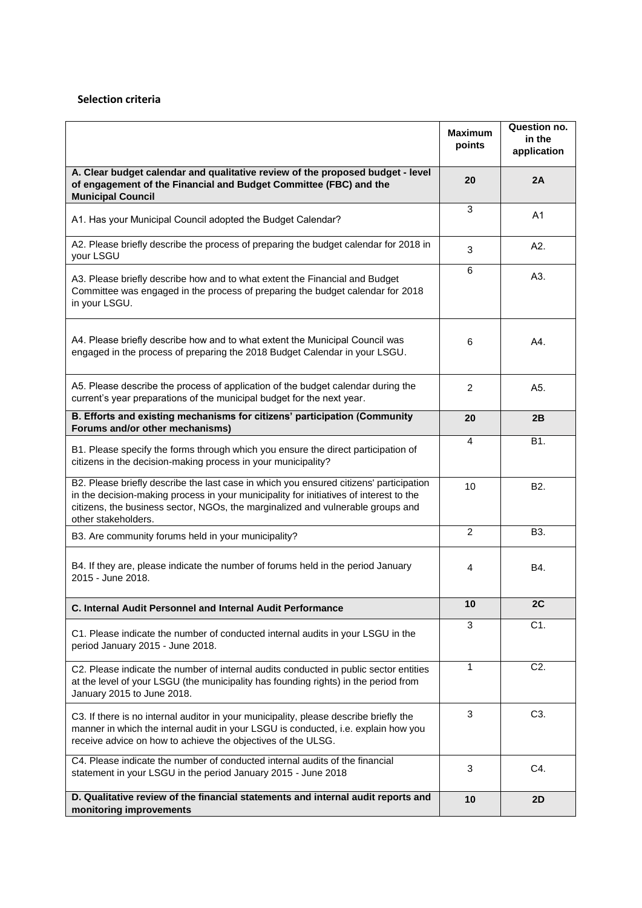**Selection criteria**

| | Maximum points | Question no. in the application |
|---|---|---|
| **A. Clear budget calendar and qualitative review of the proposed budget - level of engagement of the Financial and Budget Committee (FBC) and the Municipal Council** | **20** | **2A** |
| A1. Has your Municipal Council adopted the Budget Calendar? | 3 | A1 |
| A2. Please briefly describe the process of preparing the budget calendar for 2018 in your LSGU | 3 | A2. |
| A3. Please briefly describe how and to what extent the Financial and Budget Committee was engaged in the process of preparing the budget calendar for 2018 in your LSGU. | 6 | A3. |
| A4. Please briefly describe how and to what extent the Municipal Council was engaged in the process of preparing the 2018 Budget Calendar in your LSGU. | 6 | A4. |
| A5. Please describe the process of application of the budget calendar during the current's year preparations of the municipal budget for the next year. | 2 | A5. |
| **B. Efforts and existing mechanisms for citizens' participation (Community Forums and/or other mechanisms)** | **20** | **2B** |
| B1. Please specify the forms through which you ensure the direct participation of citizens in the decision-making process in your municipality? | 4 | B1. |
| B2. Please briefly describe the last case in which you ensured citizens' participation in the decision-making process in your municipality for initiatives of interest to the citizens, the business sector, NGOs, the marginalized and vulnerable groups and other stakeholders. | 10 | B2. |
| B3. Are community forums held in your municipality? | 2 | B3. |
| B4. If they are, please indicate the number of forums held in the period January 2015 - June 2018. | 4 | B4. |
| **C. Internal Audit Personnel and Internal Audit Performance** | **10** | **2C** |
| C1. Please indicate the number of conducted internal audits in your LSGU in the period January 2015 - June 2018. | 3 | C1. |
| C2. Please indicate the number of internal audits conducted in public sector entities at the level of your LSGU (the municipality has founding rights) in the period from January 2015 to June 2018. | 1 | C2. |
| C3. If there is no internal auditor in your municipality, please describe briefly the manner in which the internal audit in your LSGU is conducted, i.e. explain how you receive advice on how to achieve the objectives of the ULSG. | 3 | C3. |
| C4. Please indicate the number of conducted internal audits of the financial statement in your LSGU in the period January 2015 - June 2018 | 3 | C4. |
| **D. Qualitative review of the financial statements and internal audit reports and monitoring improvements** | **10** | **2D** |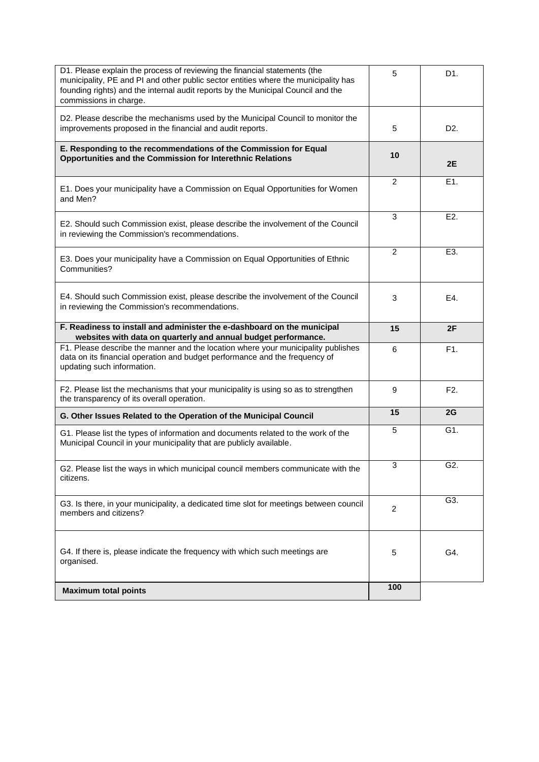| | | |
|---|---|---|
| D1. Please explain the process of reviewing the financial statements (the municipality, PE and PI and other public sector entities where the municipality has founding rights) and the internal audit reports by the Municipal Council and the commissions in charge. | 5 | D1. |
| D2. Please describe the mechanisms used by the Municipal Council to monitor the improvements proposed in the financial and audit reports. | 5 | D2. |
| **E. Responding to the recommendations of the Commission for Equal Opportunities and the Commission for Interethnic Relations** | **10** | **2E** |
| E1. Does your municipality have a Commission on Equal Opportunities for Women and Men? | 2 | E1. |
| E2. Should such Commission exist, please describe the involvement of the Council in reviewing the Commission's recommendations. | 3 | E2. |
| E3. Does your municipality have a Commission on Equal Opportunities of Ethnic Communities? | 2 | E3. |
| E4. Should such Commission exist, please describe the involvement of the Council in reviewing the Commission's recommendations. | 3 | E4. |
| **F. Readiness to install and administer the e-dashboard on the municipal websites with data on quarterly and annual budget performance.** | **15** | **2F** |
| F1. Please describe the manner and the location where your municipality publishes data on its financial operation and budget performance and the frequency of updating such information. | 6 | F1. |
| F2. Please list the mechanisms that your municipality is using so as to strengthen the transparency of its overall operation. | 9 | F2. |
| **G. Other Issues Related to the Operation of the Municipal Council** | **15** | **2G** |
| G1. Please list the types of information and documents related to the work of the Municipal Council in your municipality that are publicly available. | 5 | G1. |
| G2. Please list the ways in which municipal council members communicate with the citizens. | 3 | G2. |
| G3. Is there, in your municipality, a dedicated time slot for meetings between council members and citizens? | 2 | G3. |
| G4. If there is, please indicate the frequency with which such meetings are organised. | 5 | G4. |
| **Maximum total points** | **100** | |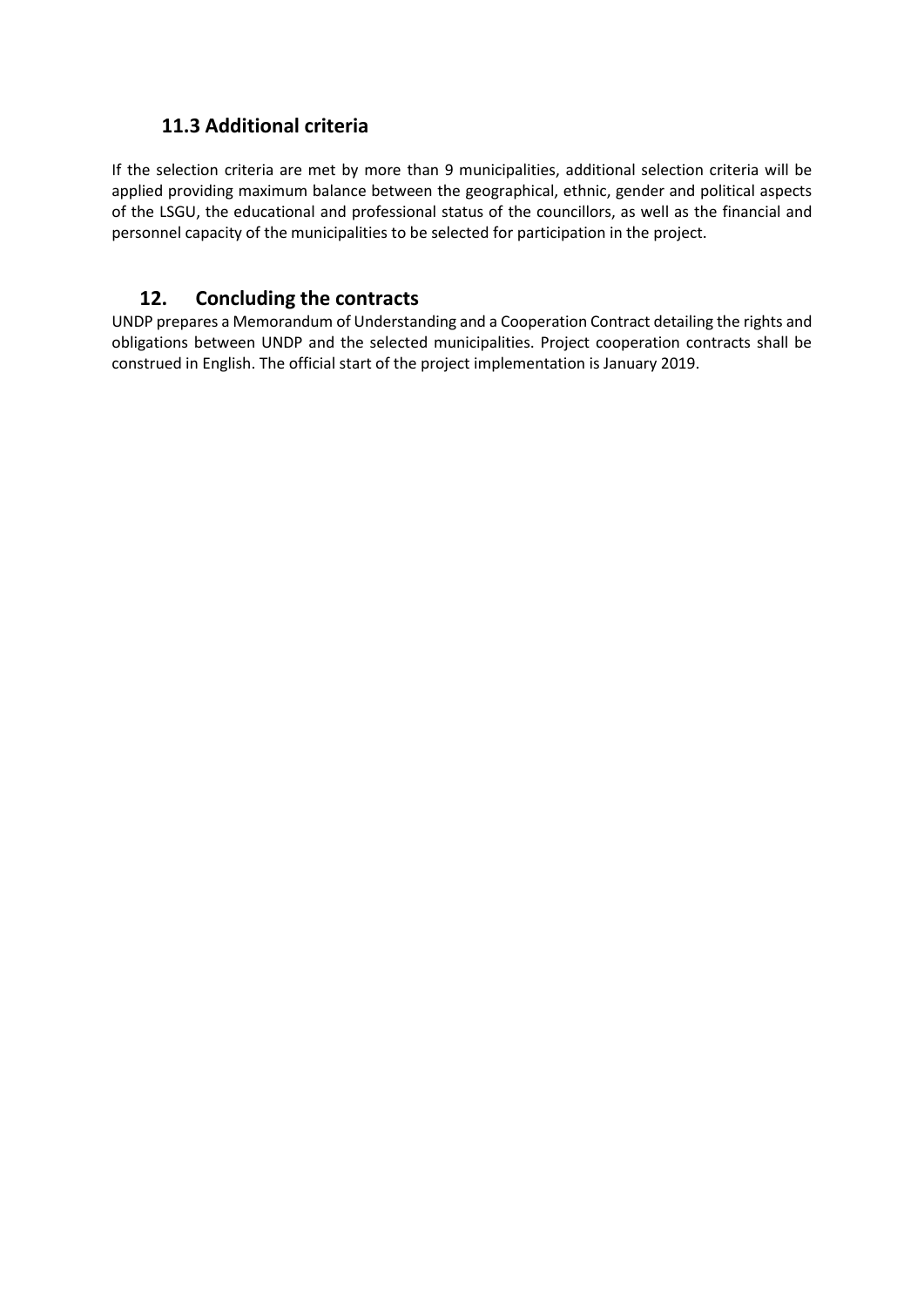### 11.3 Additional criteria

If the selection criteria are met by more than 9 municipalities, additional selection criteria will be applied providing maximum balance between the geographical, ethnic, gender and political aspects of the LSGU, the educational and professional status of the councillors, as well as the financial and personnel capacity of the municipalities to be selected for participation in the project.

## 12. Concluding the contracts

UNDP prepares a Memorandum of Understanding and a Cooperation Contract detailing the rights and obligations between UNDP and the selected municipalities. Project cooperation contracts shall be construed in English. The official start of the project implementation is January 2019.